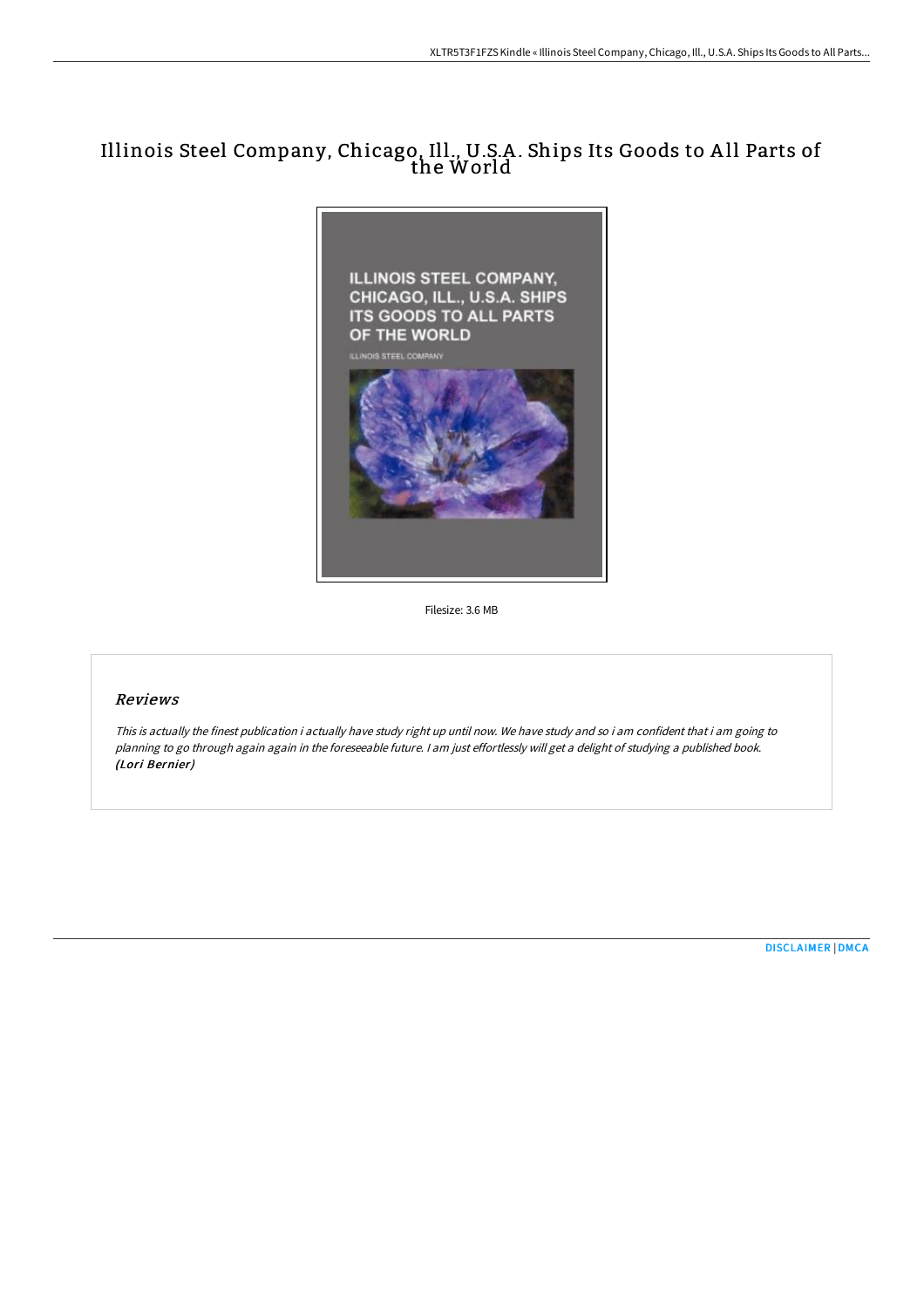# Illinois Steel Company, Chicago, Ill., U.S.A. Ships Its Goods to All Parts of the World

Filesize: 3.6 MB

## *Reviews*

*This is actually the finest publication i actually have study right up until now. We have study and so i am confident that i am going to planning to go through again again in the foreseeable future. I am just effortlessly will get a delight of studying a published book.* ***(Lori Bernier)***

DISCLAIMER | DMCA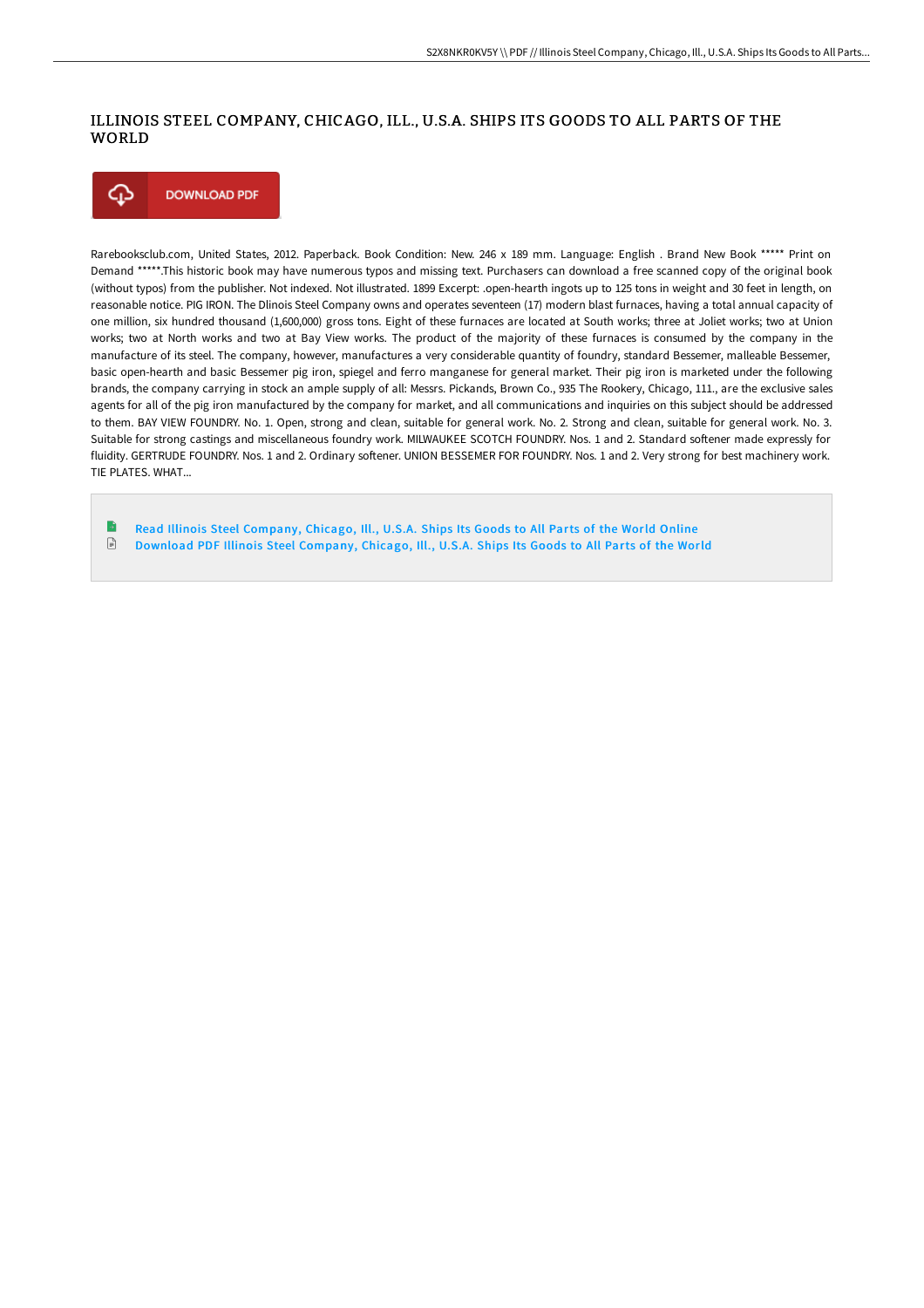# ILLINOIS STEEL COMPANY, CHICAGO, ILL., U.S.A. SHIPS ITS GOODS TO ALL PARTS OF THE WORLD

DOWNLOAD PDF

Rarebooksclub.com, United States, 2012. Paperback. Book Condition: New. 246 x 189 mm. Language: English . Brand New Book ***** Print on Demand *****.This historic book may have numerous typos and missing text. Purchasers can download a free scanned copy of the original book (without typos) from the publisher. Not indexed. Not illustrated. 1899 Excerpt: .open-hearth ingots up to 125 tons in weight and 30 feet in length, on reasonable notice. PIG IRON. The Dlinois Steel Company owns and operates seventeen (17) modern blast furnaces, having a total annual capacity of one million, six hundred thousand (1,600,000) gross tons. Eight of these furnaces are located at South works; three at Joliet works; two at Union works; two at North works and two at Bay View works. The product of the majority of these furnaces is consumed by the company in the manufacture of its steel. The company, however, manufactures a very considerable quantity of foundry, standard Bessemer, malleable Bessemer, basic open-hearth and basic Bessemer pig iron, spiegel and ferro manganese for general market. Their pig iron is marketed under the following brands, the company carrying in stock an ample supply of all: Messrs. Pickands, Brown Co., 935 The Rookery, Chicago, 111., are the exclusive sales agents for all of the pig iron manufactured by the company for market, and all communications and inquiries on this subject should be addressed to them. BAY VIEW FOUNDRY. No. 1. Open, strong and clean, suitable for general work. No. 2. Strong and clean, suitable for general work. No. 3. Suitable for strong castings and miscellaneous foundry work. MILWAUKEE SCOTCH FOUNDRY. Nos. 1 and 2. Standard softener made expressly for fluidity. GERTRUDE FOUNDRY. Nos. 1 and 2. Ordinary softener. UNION BESSEMER FOR FOUNDRY. Nos. 1 and 2. Very strong for best machinery work. TIE PLATES. WHAT...

- Read Illinois Steel Company, Chicago, Ill., U.S.A. Ships Its Goods to All Parts of the World Online
- Download PDF Illinois Steel Company, Chicago, Ill., U.S.A. Ships Its Goods to All Parts of the World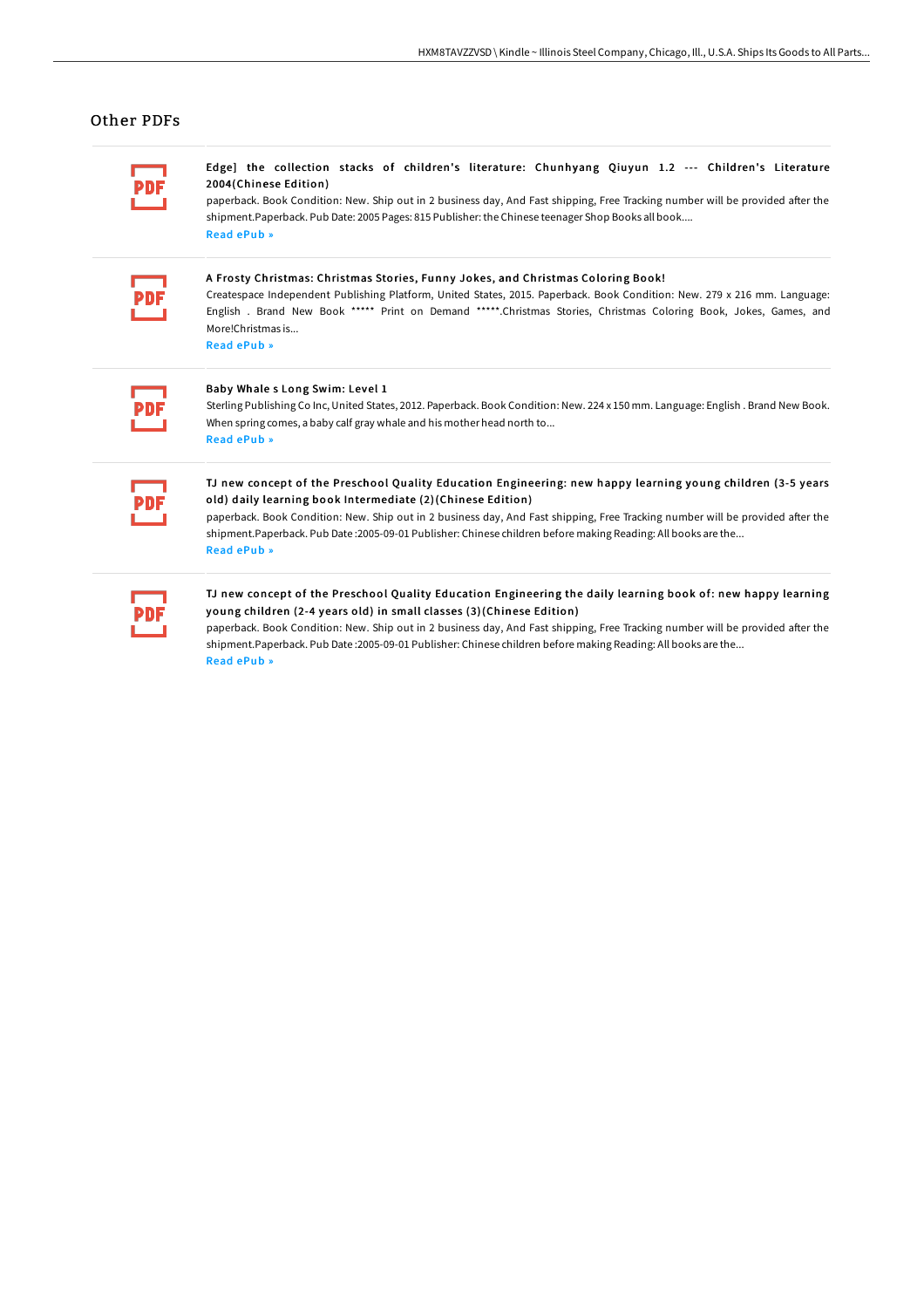## Other PDFs

Edge] the collection stacks of children's literature: Chunhyang Qiuyun 1.2 --- Children's Literature 2004(Chinese Edition)

paperback. Book Condition: New. Ship out in 2 business day, And Fast shipping, Free Tracking number will be provided after the shipment.Paperback. Pub Date: 2005 Pages: 815 Publisher: the Chinese teenager Shop Books all book....

Read ePub »

A Frosty Christmas: Christmas Stories, Funny Jokes, and Christmas Coloring Book!

Createspace Independent Publishing Platform, United States, 2015. Paperback. Book Condition: New. 279 x 216 mm. Language: English . Brand New Book ***** Print on Demand *****.Christmas Stories, Christmas Coloring Book, Jokes, Games, and More!Christmas is...

Read ePub »

Baby Whale s Long Swim: Level 1

Sterling Publishing Co Inc, United States, 2012. Paperback. Book Condition: New. 224 x 150 mm. Language: English . Brand New Book. When spring comes, a baby calf gray whale and his mother head north to...

Read ePub »

TJ new concept of the Preschool Quality Education Engineering: new happy learning young children (3-5 years old) daily learning book Intermediate (2)(Chinese Edition)

paperback. Book Condition: New. Ship out in 2 business day, And Fast shipping, Free Tracking number will be provided after the shipment.Paperback. Pub Date :2005-09-01 Publisher: Chinese children before making Reading: All books are the...

Read ePub »

TJ new concept of the Preschool Quality Education Engineering the daily learning book of: new happy learning young children (2-4 years old) in small classes (3)(Chinese Edition)

paperback. Book Condition: New. Ship out in 2 business day, And Fast shipping, Free Tracking number will be provided after the shipment.Paperback. Pub Date :2005-09-01 Publisher: Chinese children before making Reading: All books are the...

Read ePub »